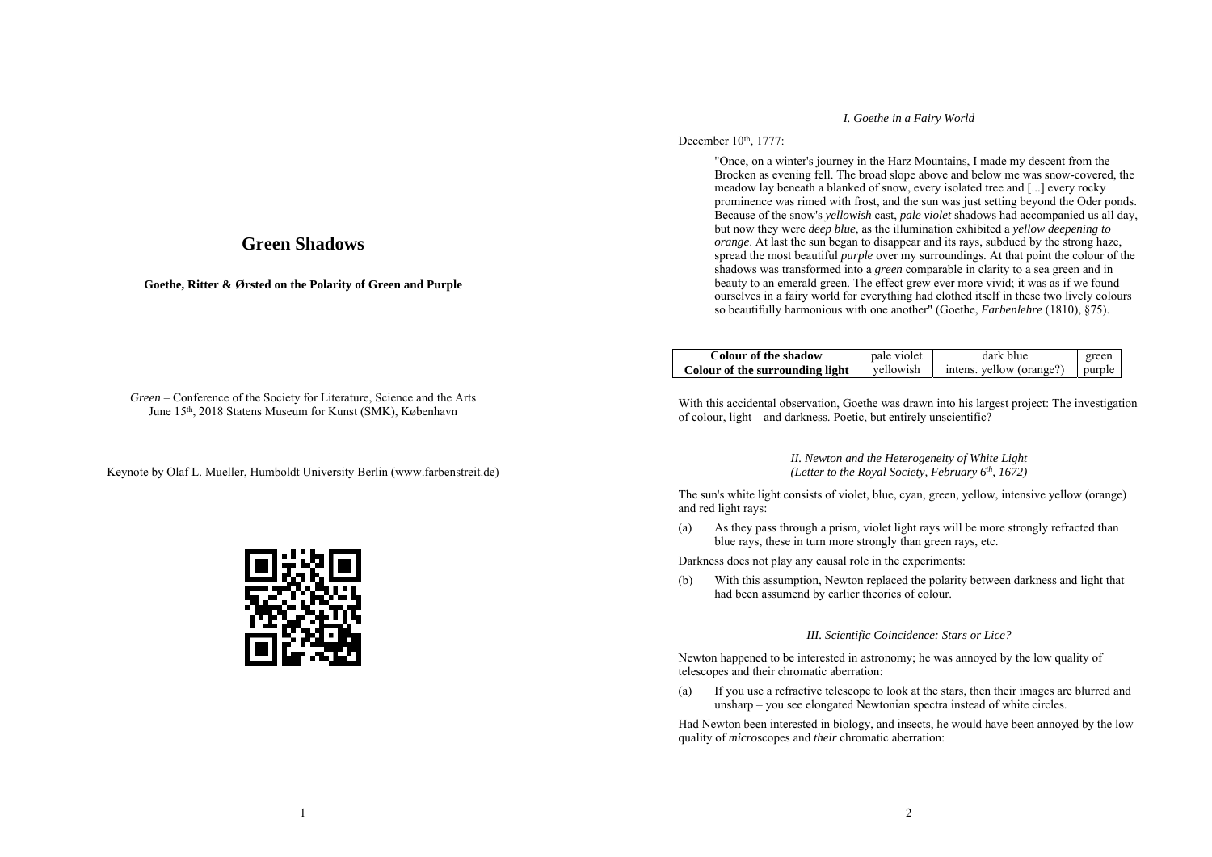# Green Shadows

**Goethe, Ritter & Ørsted on the Polarity of Green and Purple**

*Green* – Conference of the Society for Literature, Science and the Arts
June 15th, 2018 Statens Museum for Kunst (SMK), København

Keynote by Olaf L. Mueller, Humboldt University Berlin (www.farbenstreit.de)

### *I. Goethe in a Fairy World*

December 10th, 1777:

> "Once, on a winter's journey in the Harz Mountains, I made my descent from the Brocken as evening fell. The broad slope above and below me was snow-covered, the meadow lay beneath a blanked of snow, every isolated tree and [...] every rocky prominence was rimed with frost, and the sun was just setting beyond the Oder ponds. Because of the snow's *yellowish* cast, *pale violet* shadows had accompanied us all day, but now they were *deep blue*, as the illumination exhibited a *yellow deepening to orange*. At last the sun began to disappear and its rays, subdued by the strong haze, spread the most beautiful *purple* over my surroundings. At that point the colour of the shadows was transformed into a *green* comparable in clarity to a sea green and in beauty to an emerald green. The effect grew ever more vivid; it was as if we found ourselves in a fairy world for everything had clothed itself in these two lively colours so beautifully harmonious with one another" (Goethe, *Farbenlehre* (1810), §75).

| **Colour of the shadow** | pale violet | dark blue | green |
|---|---|---|---|
| **Colour of the surrounding light** | yellowish | intens. yellow (orange?) | purple |

With this accidental observation, Goethe was drawn into his largest project: The investigation of colour, light – and darkness. Poetic, but entirely unscientific?

### *II. Newton and the Heterogeneity of White Light*
### *(Letter to the Royal Society, February 6th, 1672)*

The sun's white light consists of violet, blue, cyan, green, yellow, intensive yellow (orange) and red light rays:

(a) As they pass through a prism, violet light rays will be more strongly refracted than blue rays, these in turn more strongly than green rays, etc.

Darkness does not play any causal role in the experiments:

(b) With this assumption, Newton replaced the polarity between darkness and light that had been assumend by earlier theories of colour.

### *III. Scientific Coincidence: Stars or Lice?*

Newton happened to be interested in astronomy; he was annoyed by the low quality of telescopes and their chromatic aberration:

(a) If you use a refractive telescope to look at the stars, then their images are blurred and unsharp – you see elongated Newtonian spectra instead of white circles.

Had Newton been interested in biology, and insects, he would have been annoyed by the low quality of *micro*scopes and *their* chromatic aberration: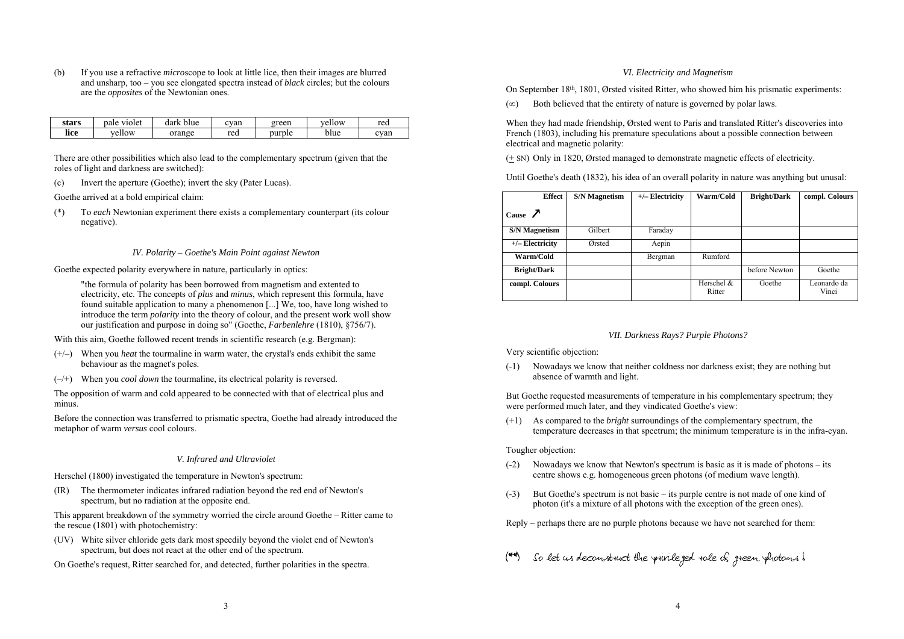(b) If you use a refractive *micro*scope to look at little lice, then their images are blurred and unsharp, too – you see elongated spectra instead of *black* circles; but the colours are the *opposites* of the Newtonian ones.

| **stars** | pale violet | dark blue | cyan | green | yellow | red |
|---|---|---|---|---|---|---|
| **lice** | yellow | orange | red | purple | blue | cyan |

There are other possibilities which also lead to the complementary spectrum (given that the roles of light and darkness are switched):

(c) Invert the aperture (Goethe); invert the sky (Pater Lucas).

Goethe arrived at a bold empirical claim:

(*) To *each* Newtonian experiment there exists a complementary counterpart (its colour negative).

### *IV. Polarity – Goethe's Main Point against Newton*

Goethe expected polarity everywhere in nature, particularly in optics:

> "the formula of polarity has been borrowed from magnetism and extented to electricity, etc. The concepts of *plus* and *minus*, which represent this formula, have found suitable application to many a phenomenon [...] We, too, have long wished to introduce the term *polarity* into the theory of colour, and the present work woll show our justification and purpose in doing so" (Goethe, *Farbenlehre* (1810), §756/7).

With this aim, Goethe followed recent trends in scientific research (e.g. Bergman):

(+/–) When you *heat* the tourmaline in warm water, the crystal's ends exhibit the same behaviour as the magnet's poles.

(–/+) When you *cool down* the tourmaline, its electrical polarity is reversed.

The opposition of warm and cold appeared to be connected with that of electrical plus and minus.

Before the connection was transferred to prismatic spectra, Goethe had already introduced the metaphor of warm *versus* cool colours.

### *V. Infrared and Ultraviolet*

Herschel (1800) investigated the temperature in Newton's spectrum:

(IR) The thermometer indicates infrared radiation beyond the red end of Newton's spectrum, but no radiation at the opposite end.

This apparent breakdown of the symmetry worried the circle around Goethe – Ritter came to the rescue (1801) with photochemistry:

(UV) White silver chloride gets dark most speedily beyond the violet end of Newton's spectrum, but does not react at the other end of the spectrum.

On Goethe's request, Ritter searched for, and detected, further polarities in the spectra.

### *VI. Electricity and Magnetism*

On September 18th, 1801, Ørsted visited Ritter, who showed him his prismatic experiments:

($\infty$) Both believed that the entirety of nature is governed by polar laws.

When they had made friendship, Ørsted went to Paris and translated Ritter's discoveries into French (1803), including his premature speculations about a possible connection between electrical and magnetic polarity:

($\pm$ SN) Only in 1820, Ørsted managed to demonstrate magnetic effects of electricity.

Until Goethe's death (1832), his idea of an overall polarity in nature was anything but unusual:

| **Effect** / **Cause ↗** | **S/N Magnetism** | **+/– Electricity** | **Warm/Cold** | **Bright/Dark** | **compl. Colours** |
|---|---|---|---|---|---|
| **S/N Magnetism** | Gilbert | Faraday | | | |
| **+/– Electricity** | Ørsted | Aepin | | | |
| **Warm/Cold** | | Bergman | Rumford | | |
| **Bright/Dark** | | | | before Newton | Goethe |
| **compl. Colours** | | | Herschel & Ritter | Goethe | Leonardo da Vinci |

### *VII. Darkness Rays? Purple Photons?*

Very scientific objection:

(-1) Nowadays we know that neither coldness nor darkness exist; they are nothing but absence of warmth and light.

But Goethe requested measurements of temperature in his complementary spectrum; they were performed much later, and they vindicated Goethe's view:

(+1) As compared to the *bright* surroundings of the complementary spectrum, the temperature decreases in that spectrum; the minimum temperature is in the infra-cyan.

Tougher objection:

(-2) Nowadays we know that Newton's spectrum is basic as it is made of photons – its centre shows e.g. homogeneous green photons (of medium wave length).

(-3) But Goethe's spectrum is not basic – its purple centre is not made of one kind of photon (it's a mixture of all photons with the exception of the green ones).

Reply – perhaps there are no purple photons because we have not searched for them:

(**) So let us deconstruct the privileged role of green photons!